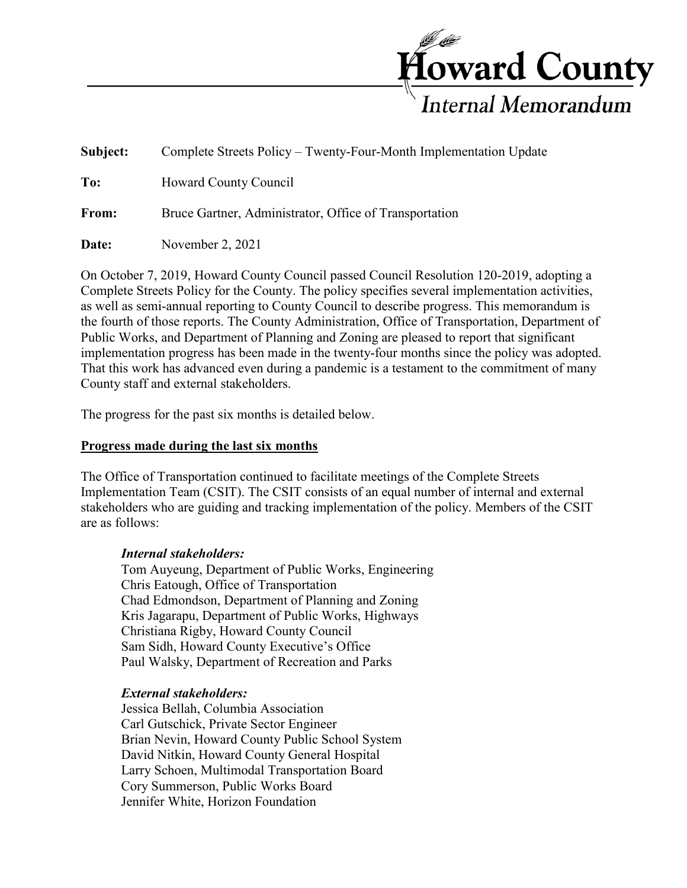# Howard County

## Internal Memorandum

**Subject:** Complete Streets Policy – Twenty-Four-Month Implementation Update

**To:** Howard County Council

**From:** Bruce Gartner, Administrator, Office of Transportation

**Date:** November 2, 2021

On October 7, 2019, Howard County Council passed Council Resolution 120-2019, adopting a Complete Streets Policy for the County. The policy specifies several implementation activities, as well as semi-annual reporting to County Council to describe progress. This memorandum is the fourth of those reports. The County Administration, Office of Transportation, Department of Public Works, and Department of Planning and Zoning are pleased to report that significant implementation progress has been made in the twenty-four months since the policy was adopted. That this work has advanced even during a pandemic is a testament to the commitment of many County staff and external stakeholders.

The progress for the past six months is detailed below.

**Progress made during the last six months**

The Office of Transportation continued to facilitate meetings of the Complete Streets Implementation Team (CSIT). The CSIT consists of an equal number of internal and external stakeholders who are guiding and tracking implementation of the policy. Members of the CSIT are as follows:

***Internal stakeholders:***

Tom Auyeung, Department of Public Works, Engineering
Chris Eatough, Office of Transportation
Chad Edmondson, Department of Planning and Zoning
Kris Jagarapu, Department of Public Works, Highways
Christiana Rigby, Howard County Council
Sam Sidh, Howard County Executive's Office
Paul Walsky, Department of Recreation and Parks

***External stakeholders:***

Jessica Bellah, Columbia Association
Carl Gutschick, Private Sector Engineer
Brian Nevin, Howard County Public School System
David Nitkin, Howard County General Hospital
Larry Schoen, Multimodal Transportation Board
Cory Summerson, Public Works Board
Jennifer White, Horizon Foundation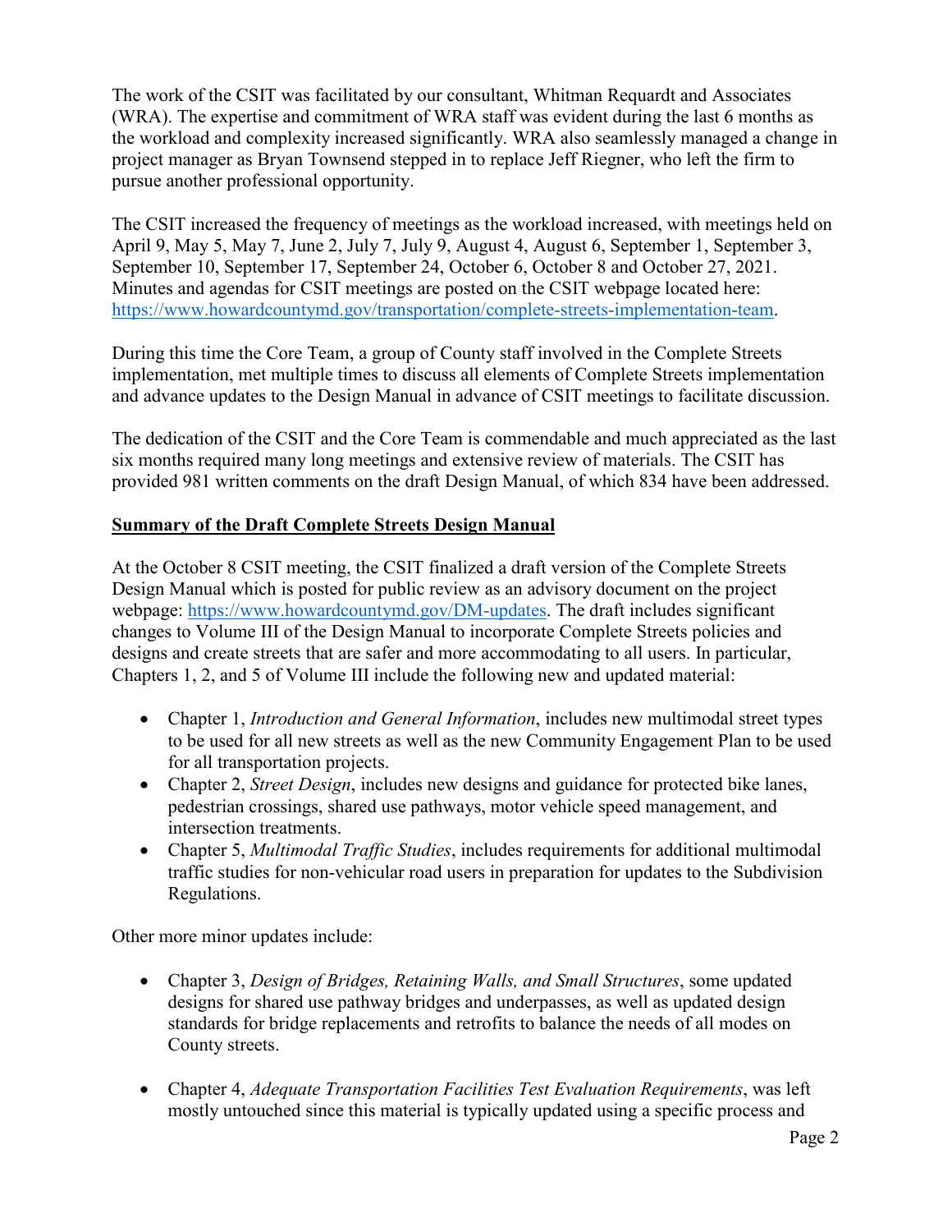The work of the CSIT was facilitated by our consultant, Whitman Requardt and Associates (WRA). The expertise and commitment of WRA staff was evident during the last 6 months as the workload and complexity increased significantly. WRA also seamlessly managed a change in project manager as Bryan Townsend stepped in to replace Jeff Riegner, who left the firm to pursue another professional opportunity.

The CSIT increased the frequency of meetings as the workload increased, with meetings held on April 9, May 5, May 7, June 2, July 7, July 9, August 4, August 6, September 1, September 3, September 10, September 17, September 24, October 6, October 8 and October 27, 2021. Minutes and agendas for CSIT meetings are posted on the CSIT webpage located here: [https://www.howardcountymd.gov/transportation/complete-streets-implementation-team](https://www.howardcountymd.gov/transportation/complete-streets-implementation-team).

During this time the Core Team, a group of County staff involved in the Complete Streets implementation, met multiple times to discuss all elements of Complete Streets implementation and advance updates to the Design Manual in advance of CSIT meetings to facilitate discussion.

The dedication of the CSIT and the Core Team is commendable and much appreciated as the last six months required many long meetings and extensive review of materials. The CSIT has provided 981 written comments on the draft Design Manual, of which 834 have been addressed.

**Summary of the Draft Complete Streets Design Manual**

At the October 8 CSIT meeting, the CSIT finalized a draft version of the Complete Streets Design Manual which is posted for public review as an advisory document on the project webpage: [https://www.howardcountymd.gov/DM-updates](https://www.howardcountymd.gov/DM-updates). The draft includes significant changes to Volume III of the Design Manual to incorporate Complete Streets policies and designs and create streets that are safer and more accommodating to all users. In particular, Chapters 1, 2, and 5 of Volume III include the following new and updated material:

- Chapter 1, *Introduction and General Information*, includes new multimodal street types to be used for all new streets as well as the new Community Engagement Plan to be used for all transportation projects.
- Chapter 2, *Street Design*, includes new designs and guidance for protected bike lanes, pedestrian crossings, shared use pathways, motor vehicle speed management, and intersection treatments.
- Chapter 5, *Multimodal Traffic Studies*, includes requirements for additional multimodal traffic studies for non-vehicular road users in preparation for updates to the Subdivision Regulations.

Other more minor updates include:

- Chapter 3, *Design of Bridges, Retaining Walls, and Small Structures*, some updated designs for shared use pathway bridges and underpasses, as well as updated design standards for bridge replacements and retrofits to balance the needs of all modes on County streets.

- Chapter 4, *Adequate Transportation Facilities Test Evaluation Requirements*, was left mostly untouched since this material is typically updated using a specific process and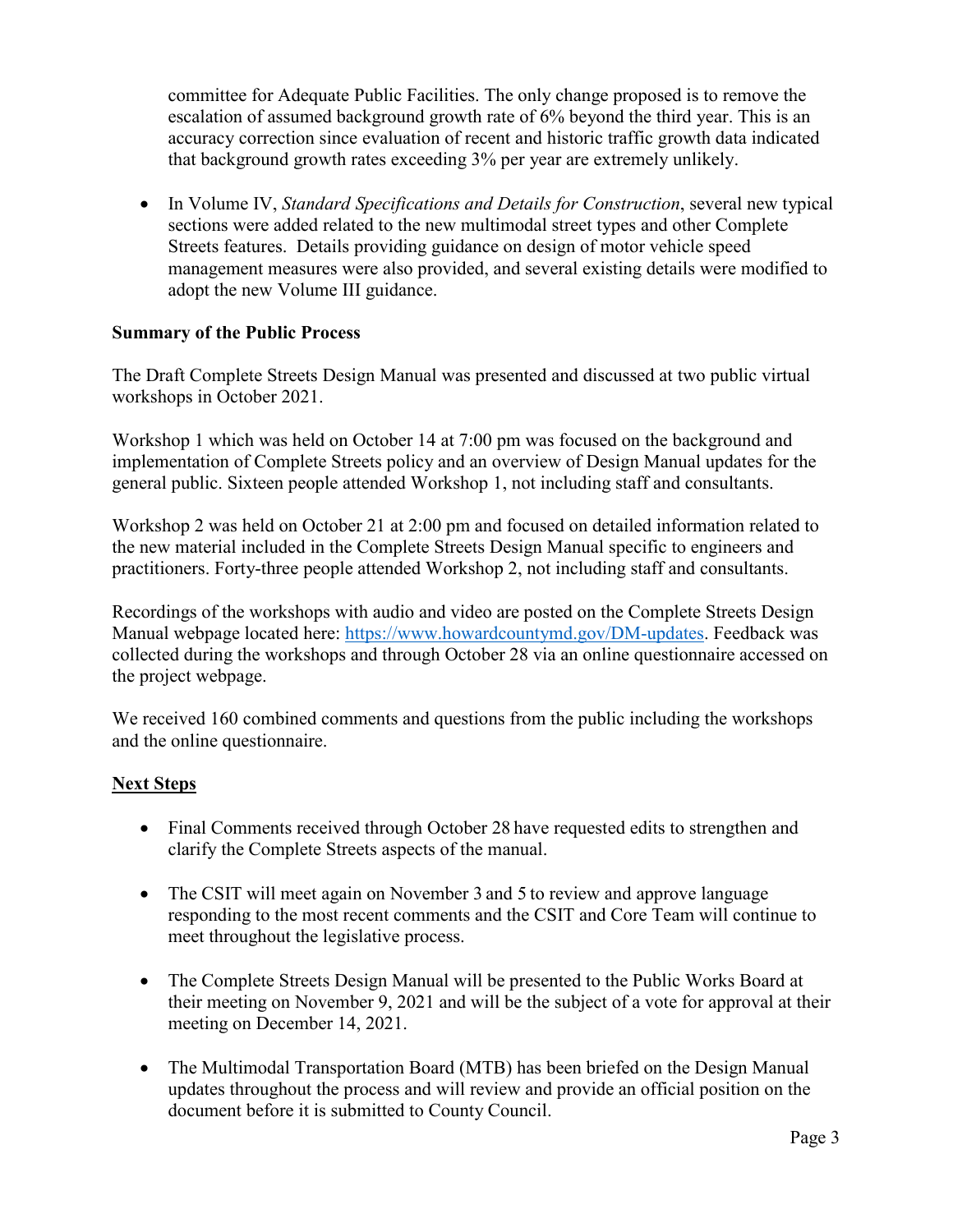committee for Adequate Public Facilities. The only change proposed is to remove the escalation of assumed background growth rate of 6% beyond the third year. This is an accuracy correction since evaluation of recent and historic traffic growth data indicated that background growth rates exceeding 3% per year are extremely unlikely.

- In Volume IV, *Standard Specifications and Details for Construction*, several new typical sections were added related to the new multimodal street types and other Complete Streets features. Details providing guidance on design of motor vehicle speed management measures were also provided, and several existing details were modified to adopt the new Volume III guidance.

**Summary of the Public Process**

The Draft Complete Streets Design Manual was presented and discussed at two public virtual workshops in October 2021.

Workshop 1 which was held on October 14 at 7:00 pm was focused on the background and implementation of Complete Streets policy and an overview of Design Manual updates for the general public. Sixteen people attended Workshop 1, not including staff and consultants.

Workshop 2 was held on October 21 at 2:00 pm and focused on detailed information related to the new material included in the Complete Streets Design Manual specific to engineers and practitioners. Forty-three people attended Workshop 2, not including staff and consultants.

Recordings of the workshops with audio and video are posted on the Complete Streets Design Manual webpage located here: [https://www.howardcountymd.gov/DM-updates](https://www.howardcountymd.gov/DM-updates). Feedback was collected during the workshops and through October 28 via an online questionnaire accessed on the project webpage.

We received 160 combined comments and questions from the public including the workshops and the online questionnaire.

**<u>Next Steps</u>**

- Final Comments received through October 28 have requested edits to strengthen and clarify the Complete Streets aspects of the manual.

- The CSIT will meet again on November 3 and 5 to review and approve language responding to the most recent comments and the CSIT and Core Team will continue to meet throughout the legislative process.

- The Complete Streets Design Manual will be presented to the Public Works Board at their meeting on November 9, 2021 and will be the subject of a vote for approval at their meeting on December 14, 2021.

- The Multimodal Transportation Board (MTB) has been briefed on the Design Manual updates throughout the process and will review and provide an official position on the document before it is submitted to County Council.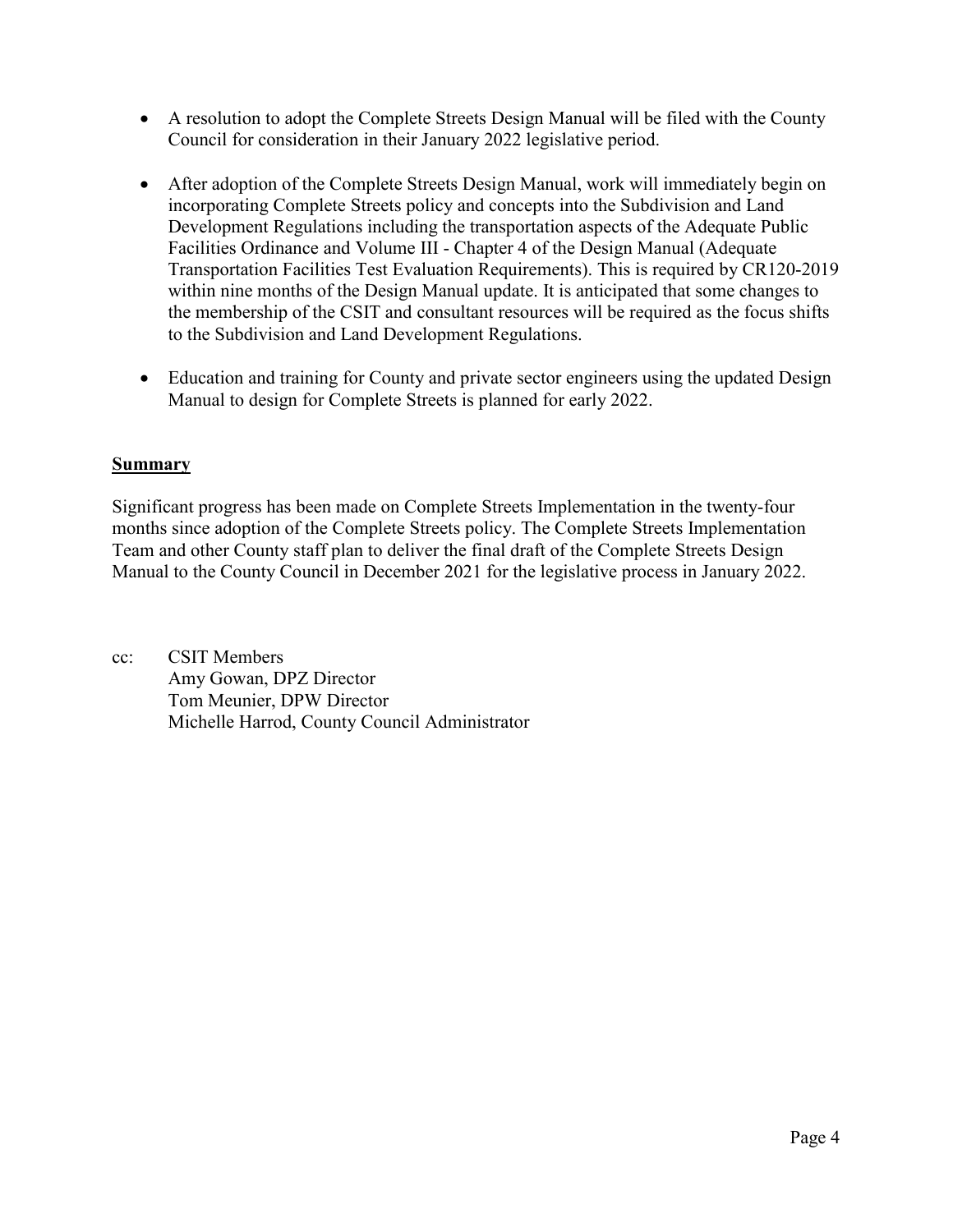- A resolution to adopt the Complete Streets Design Manual will be filed with the County Council for consideration in their January 2022 legislative period.

- After adoption of the Complete Streets Design Manual, work will immediately begin on incorporating Complete Streets policy and concepts into the Subdivision and Land Development Regulations including the transportation aspects of the Adequate Public Facilities Ordinance and Volume III - Chapter 4 of the Design Manual (Adequate Transportation Facilities Test Evaluation Requirements). This is required by CR120-2019 within nine months of the Design Manual update. It is anticipated that some changes to the membership of the CSIT and consultant resources will be required as the focus shifts to the Subdivision and Land Development Regulations.

- Education and training for County and private sector engineers using the updated Design Manual to design for Complete Streets is planned for early 2022.

## Summary

Significant progress has been made on Complete Streets Implementation in the twenty-four months since adoption of the Complete Streets policy. The Complete Streets Implementation Team and other County staff plan to deliver the final draft of the Complete Streets Design Manual to the County Council in December 2021 for the legislative process in January 2022.

cc: CSIT Members
Amy Gowan, DPZ Director
Tom Meunier, DPW Director
Michelle Harrod, County Council Administrator